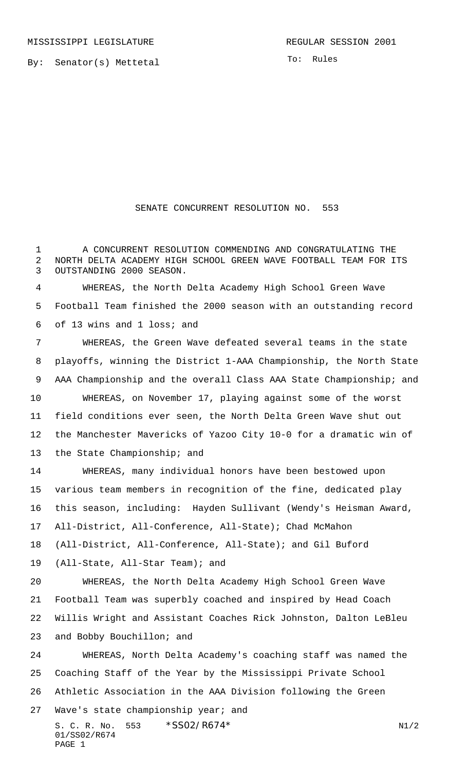MISSISSIPPI LEGISLATURE REGULAR SESSION 2001

By: Senator(s) Mettetal

To: Rules

# SENATE CONCURRENT RESOLUTION NO. 553

A CONCURRENT RESOLUTION COMMENDING AND CONGRATULATING THE NORTH DELTA ACADEMY HIGH SCHOOL GREEN WAVE FOOTBALL TEAM FOR ITS OUTSTANDING 2000 SEASON.

WHEREAS, the North Delta Academy High School Green Wave Football Team finished the 2000 season with an outstanding record of 13 wins and 1 loss; and

WHEREAS, the Green Wave defeated several teams in the state playoffs, winning the District 1-AAA Championship, the North State AAA Championship and the overall Class AAA State Championship; and

WHEREAS, on November 17, playing against some of the worst field conditions ever seen, the North Delta Green Wave shut out the Manchester Mavericks of Yazoo City 10-0 for a dramatic win of the State Championship; and

WHEREAS, many individual honors have been bestowed upon various team members in recognition of the fine, dedicated play this season, including: Hayden Sullivant (Wendy's Heisman Award, All-District, All-Conference, All-State); Chad McMahon (All-District, All-Conference, All-State); and Gil Buford (All-State, All-Star Team); and

WHEREAS, the North Delta Academy High School Green Wave Football Team was superbly coached and inspired by Head Coach Willis Wright and Assistant Coaches Rick Johnston, Dalton LeBleu and Bobby Bouchillon; and

WHEREAS, North Delta Academy's coaching staff was named the Coaching Staff of the Year by the Mississippi Private School Athletic Association in the AAA Division following the Green Wave's state championship year; and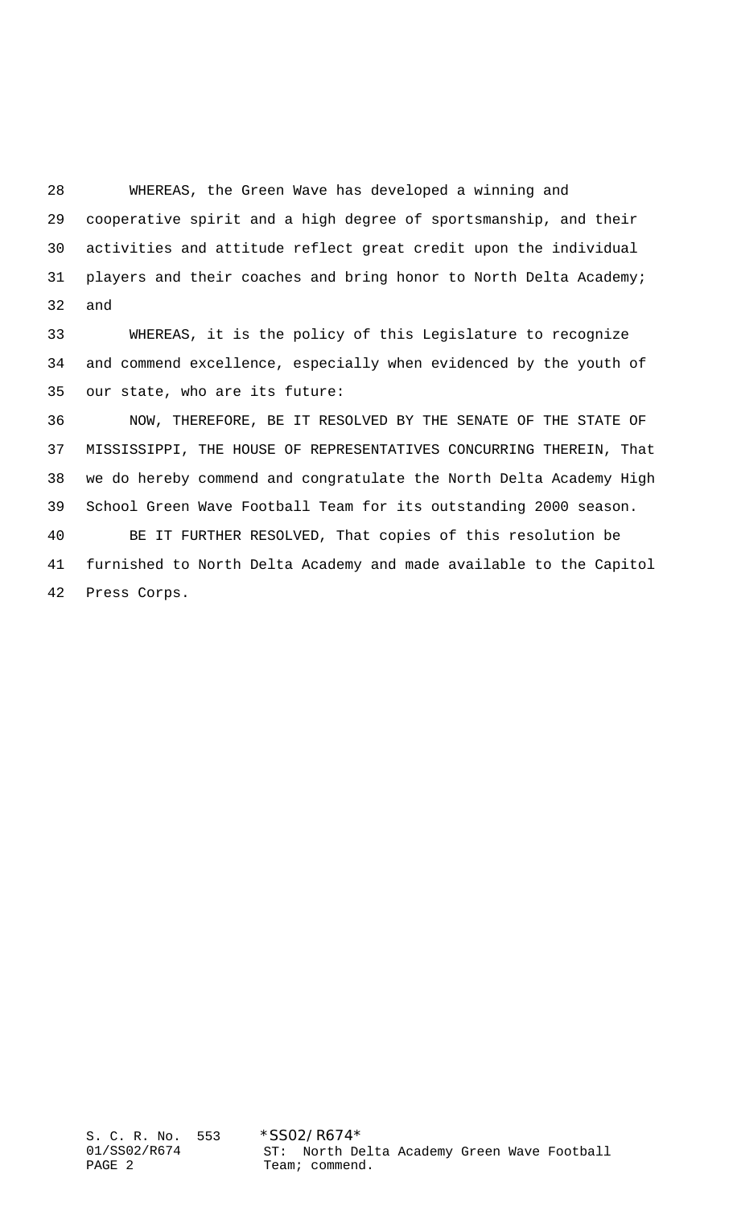WHEREAS, the Green Wave has developed a winning and cooperative spirit and a high degree of sportsmanship, and their activities and attitude reflect great credit upon the individual players and their coaches and bring honor to North Delta Academy; and

WHEREAS, it is the policy of this Legislature to recognize and commend excellence, especially when evidenced by the youth of our state, who are its future:

NOW, THEREFORE, BE IT RESOLVED BY THE SENATE OF THE STATE OF MISSISSIPPI, THE HOUSE OF REPRESENTATIVES CONCURRING THEREIN, That we do hereby commend and congratulate the North Delta Academy High School Green Wave Football Team for its outstanding 2000 season.

BE IT FURTHER RESOLVED, That copies of this resolution be furnished to North Delta Academy and made available to the Capitol Press Corps.